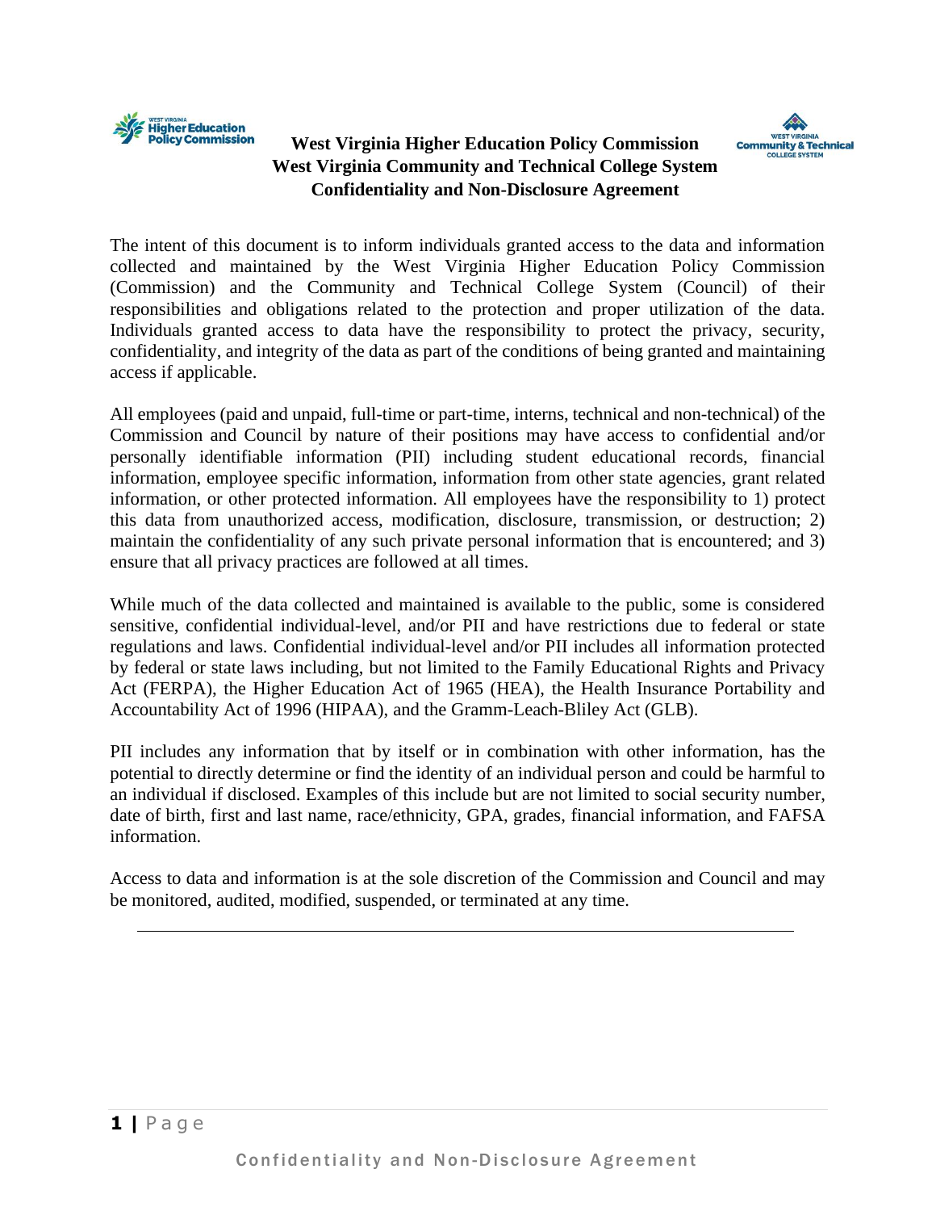**West Virginia Higher Education Policy Commission**
**West Virginia Community and Technical College System**
**Confidentiality and Non-Disclosure Agreement**

The intent of this document is to inform individuals granted access to the data and information collected and maintained by the West Virginia Higher Education Policy Commission (Commission) and the Community and Technical College System (Council) of their responsibilities and obligations related to the protection and proper utilization of the data. Individuals granted access to data have the responsibility to protect the privacy, security, confidentiality, and integrity of the data as part of the conditions of being granted and maintaining access if applicable.

All employees (paid and unpaid, full-time or part-time, interns, technical and non-technical) of the Commission and Council by nature of their positions may have access to confidential and/or personally identifiable information (PII) including student educational records, financial information, employee specific information, information from other state agencies, grant related information, or other protected information. All employees have the responsibility to 1) protect this data from unauthorized access, modification, disclosure, transmission, or destruction; 2) maintain the confidentiality of any such private personal information that is encountered; and 3) ensure that all privacy practices are followed at all times.

While much of the data collected and maintained is available to the public, some is considered sensitive, confidential individual-level, and/or PII and have restrictions due to federal or state regulations and laws. Confidential individual-level and/or PII includes all information protected by federal or state laws including, but not limited to the Family Educational Rights and Privacy Act (FERPA), the Higher Education Act of 1965 (HEA), the Health Insurance Portability and Accountability Act of 1996 (HIPAA), and the Gramm-Leach-Bliley Act (GLB).

PII includes any information that by itself or in combination with other information, has the potential to directly determine or find the identity of an individual person and could be harmful to an individual if disclosed. Examples of this include but are not limited to social security number, date of birth, first and last name, race/ethnicity, GPA, grades, financial information, and FAFSA information.

Access to data and information is at the sole discretion of the Commission and Council and may be monitored, audited, modified, suspended, or terminated at any time.

---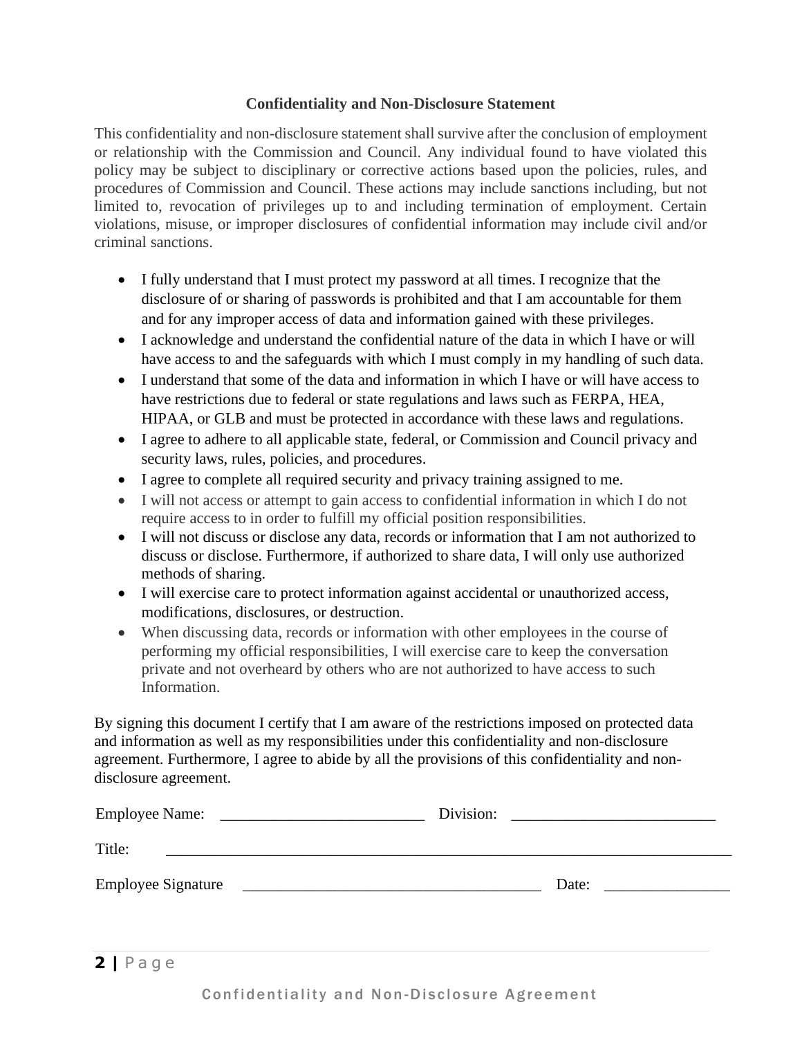**Confidentiality and Non-Disclosure Statement**

This confidentiality and non-disclosure statement shall survive after the conclusion of employment or relationship with the Commission and Council. Any individual found to have violated this policy may be subject to disciplinary or corrective actions based upon the policies, rules, and procedures of Commission and Council. These actions may include sanctions including, but not limited to, revocation of privileges up to and including termination of employment. Certain violations, misuse, or improper disclosures of confidential information may include civil and/or criminal sanctions.

- I fully understand that I must protect my password at all times. I recognize that the disclosure of or sharing of passwords is prohibited and that I am accountable for them and for any improper access of data and information gained with these privileges.
- I acknowledge and understand the confidential nature of the data in which I have or will have access to and the safeguards with which I must comply in my handling of such data.
- I understand that some of the data and information in which I have or will have access to have restrictions due to federal or state regulations and laws such as FERPA, HEA, HIPAA, or GLB and must be protected in accordance with these laws and regulations.
- I agree to adhere to all applicable state, federal, or Commission and Council privacy and security laws, rules, policies, and procedures.
- I agree to complete all required security and privacy training assigned to me.
- I will not access or attempt to gain access to confidential information in which I do not require access to in order to fulfill my official position responsibilities.
- I will not discuss or disclose any data, records or information that I am not authorized to discuss or disclose. Furthermore, if authorized to share data, I will only use authorized methods of sharing.
- I will exercise care to protect information against accidental or unauthorized access, modifications, disclosures, or destruction.
- When discussing data, records or information with other employees in the course of performing my official responsibilities, I will exercise care to keep the conversation private and not overheard by others who are not authorized to have access to such Information.

By signing this document I certify that I am aware of the restrictions imposed on protected data and information as well as my responsibilities under this confidentiality and non-disclosure agreement. Furthermore, I agree to abide by all the provisions of this confidentiality and non-disclosure agreement.

Employee Name: __________________________ Division: __________________________

Title: ______________________________________________________________________

Employee Signature ______________________________________ Date: ________________